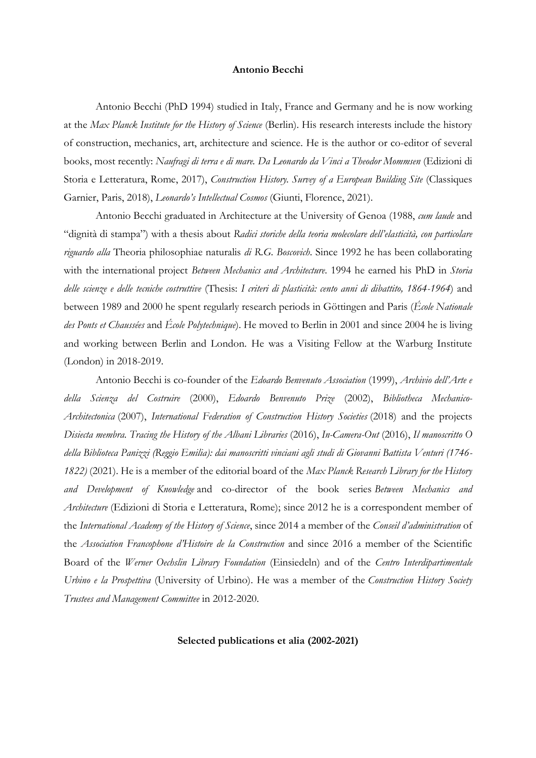# Antonio Becchi

Antonio Becchi (PhD 1994) studied in Italy, France and Germany and he is now working at the *Max Planck Institute for the History of Science* (Berlin). His research interests include the history of construction, mechanics, art, architecture and science. He is the author or co-editor of several books, most recently: *Naufragi di terra e di mare. Da Leonardo da Vinci a Theodor Mommsen* (Edizioni di Storia e Letteratura, Rome, 2017), *Construction History. Survey of a European Building Site* (Classiques Garnier, Paris, 2018), *Leonardo's Intellectual Cosmos* (Giunti, Florence, 2021).

Antonio Becchi graduated in Architecture at the University of Genoa (1988, *cum laude* and "dignità di stampa") with a thesis about *Radici storiche della teoria molecolare dell'elasticità, con particolare riguardo alla* Theoria philosophiae naturalis *di R.G. Boscovich*. Since 1992 he has been collaborating with the international project *Between Mechanics and Architecture*. 1994 he earned his PhD in *Storia delle scienze e delle tecniche costruttive* (Thesis: *I criteri di plasticità: cento anni di dibattito, 1864-1964*) and between 1989 and 2000 he spent regularly research periods in Göttingen and Paris (*École Nationale des Ponts et Chaussées* and *École Polytechnique*). He moved to Berlin in 2001 and since 2004 he is living and working between Berlin and London. He was a Visiting Fellow at the Warburg Institute (London) in 2018-2019.

Antonio Becchi is co-founder of the *Edoardo Benvenuto Association* (1999), *Archivio dell'Arte e della Scienza del Costruire* (2000), *Edoardo Benvenuto Prize* (2002), *Bibliotheca Mechanico-Architectonica* (2007), *International Federation of Construction History Societies* (2018) and the projects *Disiecta membra. Tracing the History of the Albani Libraries* (2016), *In-Camera-Out* (2016), *Il manoscritto O della Biblioteca Panizzi (Reggio Emilia): dai manoscritti vinciani agli studi di Giovanni Battista Venturi (1746-1822)* (2021). He is a member of the editorial board of the *Max Planck Research Library for the History and Development of Knowledge* and co-director of the book series *Between Mechanics and Architecture* (Edizioni di Storia e Letteratura, Rome); since 2012 he is a correspondent member of the *International Academy of the History of Science*, since 2014 a member of the *Conseil d'administration* of the *Association Francophone d'Histoire de la Construction* and since 2016 a member of the Scientific Board of the *Werner Oechslin Library Foundation* (Einsiedeln) and of the *Centro Interdipartimentale Urbino e la Prospettiva* (University of Urbino). He was a member of the *Construction History Society Trustees and Management Committee* in 2012-2020.

## Selected publications et alia (2002-2021)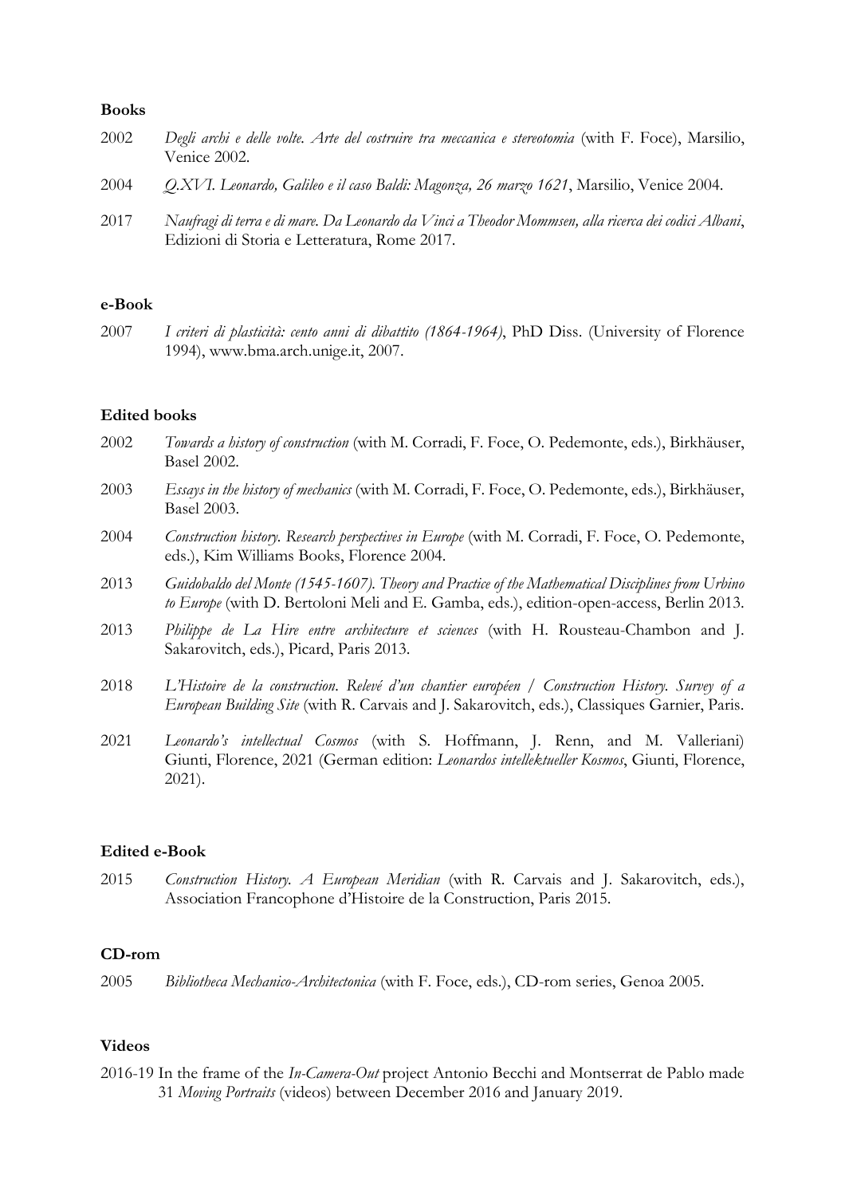**Books**

2002 *Degli archi e delle volte. Arte del costruire tra meccanica e stereotomia* (with F. Foce), Marsilio, Venice 2002.

2004 *Q.XVI. Leonardo, Galileo e il caso Baldi: Magonza, 26 marzo 1621*, Marsilio, Venice 2004.

2017 *Naufragi di terra e di mare. Da Leonardo da Vinci a Theodor Mommsen, alla ricerca dei codici Albani*, Edizioni di Storia e Letteratura, Rome 2017.

**e-Book**

2007 *I criteri di plasticità: cento anni di dibattito (1864-1964)*, PhD Diss. (University of Florence 1994), www.bma.arch.unige.it, 2007.

**Edited books**

2002 *Towards a history of construction* (with M. Corradi, F. Foce, O. Pedemonte, eds.), Birkhäuser, Basel 2002.

2003 *Essays in the history of mechanics* (with M. Corradi, F. Foce, O. Pedemonte, eds.), Birkhäuser, Basel 2003.

2004 *Construction history. Research perspectives in Europe* (with M. Corradi, F. Foce, O. Pedemonte, eds.), Kim Williams Books, Florence 2004.

2013 *Guidobaldo del Monte (1545-1607). Theory and Practice of the Mathematical Disciplines from Urbino to Europe* (with D. Bertoloni Meli and E. Gamba, eds.), edition-open-access, Berlin 2013.

2013 *Philippe de La Hire entre architecture et sciences* (with H. Rousteau-Chambon and J. Sakarovitch, eds.), Picard, Paris 2013.

2018 *L'Histoire de la construction. Relevé d'un chantier européen / Construction History. Survey of a European Building Site* (with R. Carvais and J. Sakarovitch, eds.), Classiques Garnier, Paris.

2021 *Leonardo's intellectual Cosmos* (with S. Hoffmann, J. Renn, and M. Valleriani) Giunti, Florence, 2021 (German edition: *Leonardos intellektueller Kosmos*, Giunti, Florence, 2021).

**Edited e-Book**

2015 *Construction History. A European Meridian* (with R. Carvais and J. Sakarovitch, eds.), Association Francophone d'Histoire de la Construction, Paris 2015.

**CD-rom**

2005 *Bibliotheca Mechanico-Architectonica* (with F. Foce, eds.), CD-rom series, Genoa 2005.

**Videos**

2016-19 In the frame of the *In-Camera-Out* project Antonio Becchi and Montserrat de Pablo made 31 *Moving Portraits* (videos) between December 2016 and January 2019.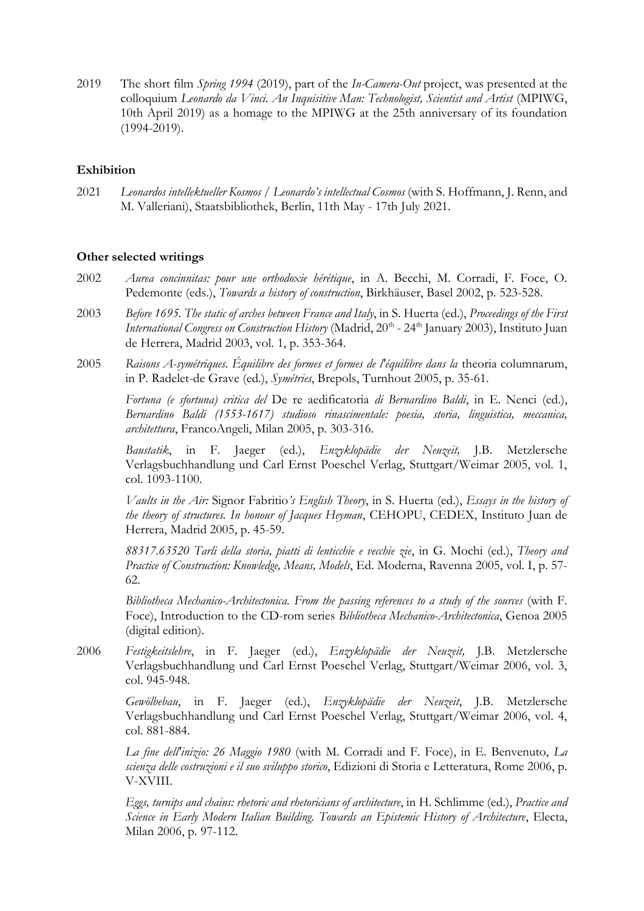2019 The short film *Spring 1994* (2019), part of the *In-Camera-Out* project, was presented at the colloquium *Leonardo da Vinci. An Inquisitive Man: Technologist, Scientist and Artist* (MPIWG, 10th April 2019) as a homage to the MPIWG at the 25th anniversary of its foundation (1994-2019).

**Exhibition**

2021 *Leonardos intellektueller Kosmos / Leonardo's intellectual Cosmos* (with S. Hoffmann, J. Renn, and M. Valleriani), Staatsbibliothek, Berlin, 11th May - 17th July 2021.

**Other selected writings**

2002 *Aurea concinnitas: pour une orthodoxie hérétique*, in A. Becchi, M. Corradi, F. Foce, O. Pedemonte (eds.), *Towards a history of construction*, Birkhäuser, Basel 2002, p. 523-528.

2003 *Before 1695. The static of arches between France and Italy*, in S. Huerta (ed.), *Proceedings of the First International Congress on Construction History* (Madrid, 20th - 24th January 2003), Instituto Juan de Herrera, Madrid 2003, vol. 1, p. 353-364.

2005 *Raisons A-symétriques. Équilibre des formes et formes de l'équilibre dans la* theoria columnarum, in P. Radelet-de Grave (ed.), *Symétries*, Brepols, Turnhout 2005, p. 35-61.

*Fortuna (e sfortuna) critica del* De re aedificatoria *di Bernardino Baldi*, in E. Nenci (ed.), *Bernardino Baldi (1553-1617) studioso rinascimentale: poesia, storia, linguistica, meccanica, architettura*, FrancoAngeli, Milan 2005, p. 303-316.

*Baustatik*, in F. Jaeger (ed.), *Enzyklopädie der Neuzeit,* J.B. Metzlersche Verlagsbuchhandlung und Carl Ernst Poeschel Verlag, Stuttgart/Weimar 2005, vol. 1, col. 1093-1100.

*Vaults in the Air:* Signor Fabritio*'s English Theory*, in S. Huerta (ed.), *Essays in the history of the theory of structures. In honour of Jacques Heyman*, CEHOPU, CEDEX, Instituto Juan de Herrera, Madrid 2005, p. 45-59.

*88317.63520 Tarli della storia, piatti di lenticchie e vecchie zie*, in G. Mochi (ed.), *Theory and Practice of Construction: Knowledge, Means, Models*, Ed. Moderna, Ravenna 2005, vol. I, p. 57-62.

*Bibliotheca Mechanico-Architectonica. From the passing references to a study of the sources* (with F. Foce), Introduction to the CD-rom series *Bibliotheca Mechanico-Architectonica*, Genoa 2005 (digital edition).

2006 *Festigkeitslehre*, in F. Jaeger (ed.), *Enzyklopädie der Neuzeit,* J.B. Metzlersche Verlagsbuchhandlung und Carl Ernst Poeschel Verlag, Stuttgart/Weimar 2006, vol. 3, col. 945-948.

*Gewölbebau*, in F. Jaeger (ed.), *Enzyklopädie der Neuzeit*, J.B. Metzlersche Verlagsbuchhandlung und Carl Ernst Poeschel Verlag, Stuttgart/Weimar 2006, vol. 4, col. 881-884.

*La fine dell'inizio: 26 Maggio 1980* (with M. Corradi and F. Foce), in E. Benvenuto, *La scienza delle costruzioni e il suo sviluppo storico*, Edizioni di Storia e Letteratura, Rome 2006, p. V-XVIII.

*Eggs, turnips and chains: rhetoric and rhetoricians of architecture*, in H. Schlimme (ed.), *Practice and Science in Early Modern Italian Building. Towards an Epistemic History of Architecture*, Electa, Milan 2006, p. 97-112.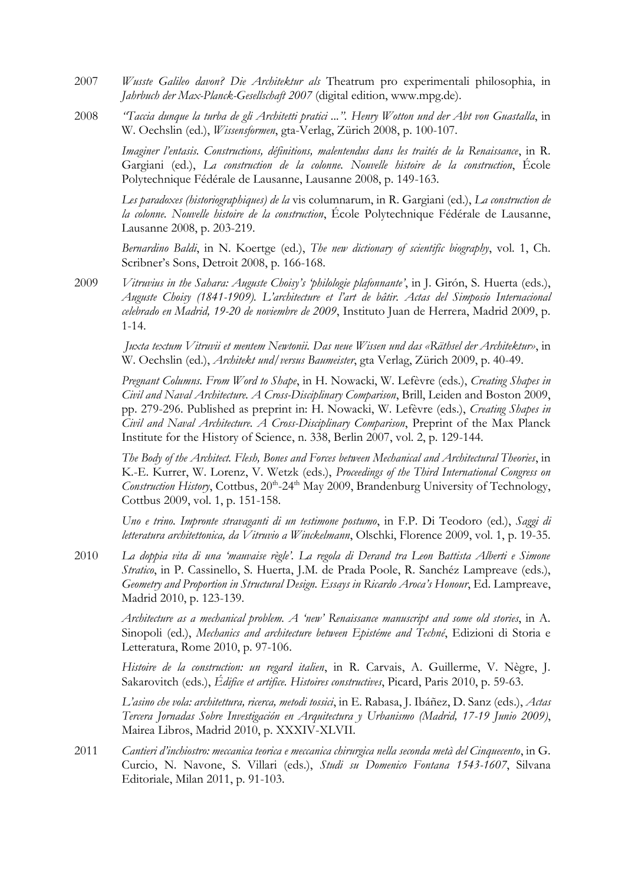2007 *Wusste Galileo davon? Die Architektur als* Theatrum pro experimentali philosophia, in *Jahrbuch der Max-Planck-Gesellschaft 2007* (digital edition, www.mpg.de).

2008 *"Taccia dunque la turba de gli Architetti pratici ...". Henry Wotton und der Abt von Guastalla*, in W. Oechslin (ed.), *Wissensformen*, gta-Verlag, Zürich 2008, p. 100-107.

*Imaginer l'entasis. Constructions, définitions, malentendus dans les traités de la Renaissance*, in R. Gargiani (ed.), *La construction de la colonne. Nouvelle histoire de la construction*, École Polytechnique Fédérale de Lausanne, Lausanne 2008, p. 149-163.

*Les paradoxes (historiographiques) de la* vis columnarum, in R. Gargiani (ed.), *La construction de la colonne. Nouvelle histoire de la construction*, École Polytechnique Fédérale de Lausanne, Lausanne 2008, p. 203-219.

*Bernardino Baldi*, in N. Koertge (ed.), *The new dictionary of scientific biography*, vol. 1, Ch. Scribner's Sons, Detroit 2008, p. 166-168.

2009 *Vitruvius in the Sahara: Auguste Choisy's 'philologie plafonnante'*, in J. Girón, S. Huerta (eds.), *Auguste Choisy (1841-1909). L'architecture et l'art de bâtir. Actas del Simposio Internacional celebrado en Madrid, 19-20 de noviembre de 2009*, Instituto Juan de Herrera, Madrid 2009, p. 1-14.

*Juxta textum Vitruvii et mentem Newtonii. Das neue Wissen und das «Räthsel der Architektur»*, in W. Oechslin (ed.), *Architekt und/versus Baumeister*, gta Verlag, Zürich 2009, p. 40-49.

*Pregnant Columns. From Word to Shape*, in H. Nowacki, W. Lefèvre (eds.), *Creating Shapes in Civil and Naval Architecture. A Cross-Disciplinary Comparison*, Brill, Leiden and Boston 2009, pp. 279-296. Published as preprint in: H. Nowacki, W. Lefèvre (eds.), *Creating Shapes in Civil and Naval Architecture. A Cross-Disciplinary Comparison*, Preprint of the Max Planck Institute for the History of Science, n. 338, Berlin 2007, vol. 2, p. 129-144.

*The Body of the Architect. Flesh, Bones and Forces between Mechanical and Architectural Theories*, in K.-E. Kurrer, W. Lorenz, V. Wetzk (eds.), *Proceedings of the Third International Congress on Construction History*, Cottbus, 20th-24th May 2009, Brandenburg University of Technology, Cottbus 2009, vol. 1, p. 151-158.

*Uno e trino. Impronte stravaganti di un testimone postumo*, in F.P. Di Teodoro (ed.), *Saggi di letteratura architettonica, da Vitruvio a Winckelmann*, Olschki, Florence 2009, vol. 1, p. 19-35.

2010 *La doppia vita di una 'mauvaise règle'. La regola di Derand tra Leon Battista Alberti e Simone Stratico*, in P. Cassinello, S. Huerta, J.M. de Prada Poole, R. Sanchéz Lampreave (eds.), *Geometry and Proportion in Structural Design. Essays in Ricardo Aroca's Honour*, Ed. Lampreave, Madrid 2010, p. 123-139.

*Architecture as a mechanical problem. A 'new' Renaissance manuscript and some old stories*, in A. Sinopoli (ed.), *Mechanics and architecture between Epistéme and Techné*, Edizioni di Storia e Letteratura, Rome 2010, p. 97-106.

*Histoire de la construction: un regard italien*, in R. Carvais, A. Guillerme, V. Nègre, J. Sakarovitch (eds.), *Édifice et artifice. Histoires constructives*, Picard, Paris 2010, p. 59-63.

*L'asino che vola: architettura, ricerca, metodi tossici*, in E. Rabasa, J. Ibáñez, D. Sanz (eds.), *Actas Tercera Jornadas Sobre Investigación en Arquitectura y Urbanismo (Madrid, 17-19 Junio 2009)*, Mairea Libros, Madrid 2010, p. XXXIV-XLVII.

2011 *Cantieri d'inchiostro: meccanica teorica e meccanica chirurgica nella seconda metà del Cinquecento*, in G. Curcio, N. Navone, S. Villari (eds.), *Studi su Domenico Fontana 1543-1607*, Silvana Editoriale, Milan 2011, p. 91-103.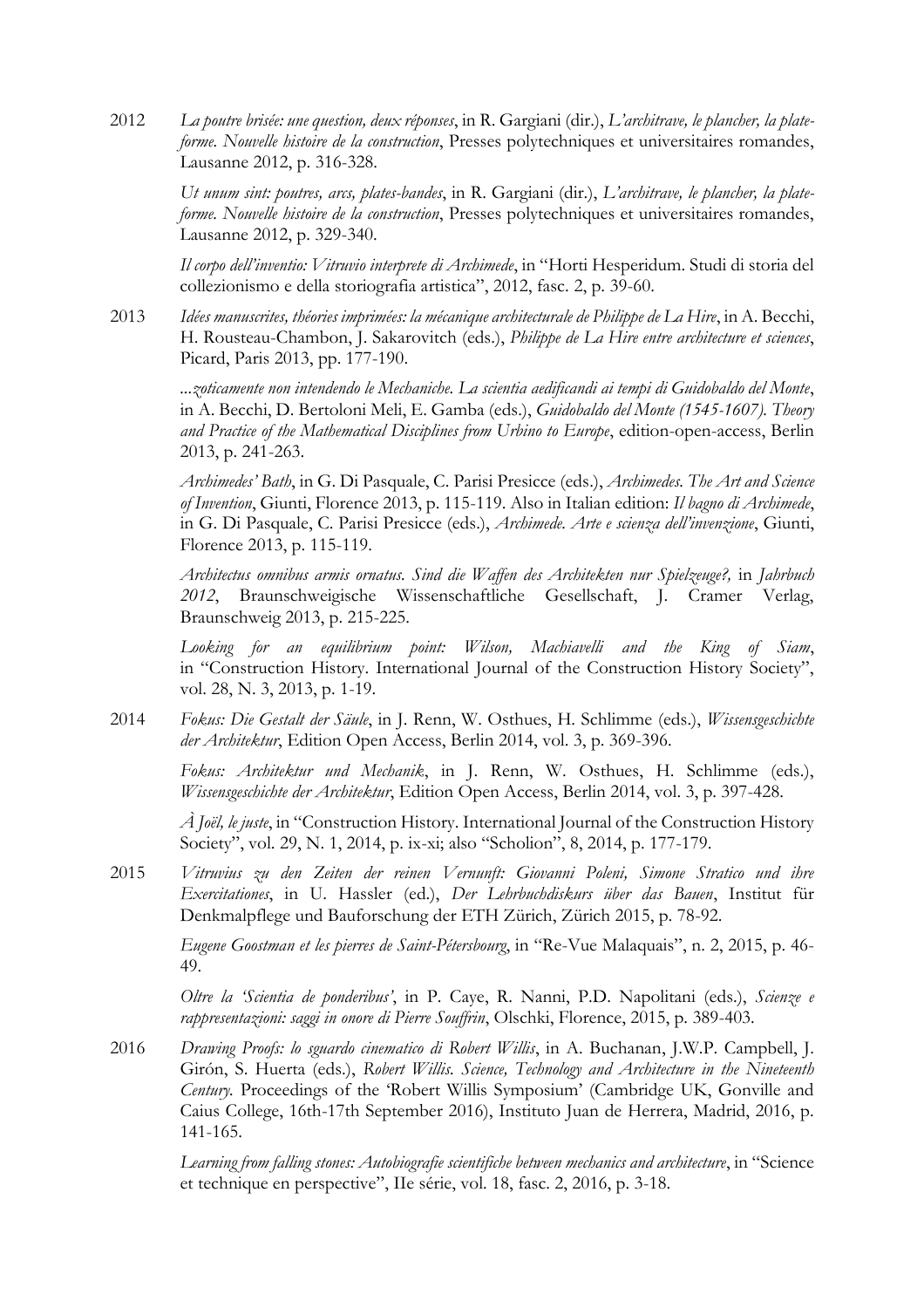2012 *La poutre brisée: une question, deux réponses*, in R. Gargiani (dir.), *L'architrave, le plancher, la plate-forme. Nouvelle histoire de la construction*, Presses polytechniques et universitaires romandes, Lausanne 2012, p. 316-328.

*Ut unum sint: poutres, arcs, plates-bandes*, in R. Gargiani (dir.), *L'architrave, le plancher, la plate-forme. Nouvelle histoire de la construction*, Presses polytechniques et universitaires romandes, Lausanne 2012, p. 329-340.

*Il corpo dell'inventio: Vitruvio interprete di Archimede*, in "Horti Hesperidum. Studi di storia del collezionismo e della storiografia artistica", 2012, fasc. 2, p. 39-60.

2013 *Idées manuscrites, théories imprimées: la mécanique architecturale de Philippe de La Hire*, in A. Becchi, H. Rousteau-Chambon, J. Sakarovitch (eds.), *Philippe de La Hire entre architecture et sciences*, Picard, Paris 2013, pp. 177-190.

*...zoticamente non intendendo le Mechaniche. La scientia aedificandi ai tempi di Guidobaldo del Monte*, in A. Becchi, D. Bertoloni Meli, E. Gamba (eds.), *Guidobaldo del Monte (1545-1607). Theory and Practice of the Mathematical Disciplines from Urbino to Europe*, edition-open-access, Berlin 2013, p. 241-263.

*Archimedes' Bath*, in G. Di Pasquale, C. Parisi Presicce (eds.), *Archimedes. The Art and Science of Invention*, Giunti, Florence 2013, p. 115-119. Also in Italian edition: *Il bagno di Archimede*, in G. Di Pasquale, C. Parisi Presicce (eds.), *Archimede. Arte e scienza dell'invenzione*, Giunti, Florence 2013, p. 115-119.

*Architectus omnibus armis ornatus. Sind die Waffen des Architekten nur Spielzeuge?,* in *Jahrbuch 2012*, Braunschweigische Wissenschaftliche Gesellschaft, J. Cramer Verlag, Braunschweig 2013, p. 215-225.

*Looking for an equilibrium point: Wilson, Machiavelli and the King of Siam*, in "Construction History. International Journal of the Construction History Society", vol. 28, N. 3, 2013, p. 1-19.

2014 *Fokus: Die Gestalt der Säule*, in J. Renn, W. Osthues, H. Schlimme (eds.), *Wissensgeschichte der Architektur*, Edition Open Access, Berlin 2014, vol. 3, p. 369-396.

*Fokus: Architektur und Mechanik*, in J. Renn, W. Osthues, H. Schlimme (eds.), *Wissensgeschichte der Architektur*, Edition Open Access, Berlin 2014, vol. 3, p. 397-428.

*À Joël, le juste*, in "Construction History. International Journal of the Construction History Society", vol. 29, N. 1, 2014, p. ix-xi; also "Scholion", 8, 2014, p. 177-179.

2015 *Vitruvius zu den Zeiten der reinen Vernunft: Giovanni Poleni, Simone Stratico und ihre Exercitationes*, in U. Hassler (ed.), *Der Lehrbuchdiskurs über das Bauen*, Institut für Denkmalpflege und Bauforschung der ETH Zürich, Zürich 2015, p. 78-92.

*Eugene Goostman et les pierres de Saint-Pétersbourg*, in "Re-Vue Malaquais", n. 2, 2015, p. 46-49.

*Oltre la 'Scientia de ponderibus'*, in P. Caye, R. Nanni, P.D. Napolitani (eds.), *Scienze e rappresentazioni: saggi in onore di Pierre Souffrin*, Olschki, Florence, 2015, p. 389-403.

2016 *Drawing Proofs: lo sguardo cinematico di Robert Willis*, in A. Buchanan, J.W.P. Campbell, J. Girón, S. Huerta (eds.), *Robert Willis. Science, Technology and Architecture in the Nineteenth Century.* Proceedings of the 'Robert Willis Symposium' (Cambridge UK, Gonville and Caius College, 16th-17th September 2016), Instituto Juan de Herrera, Madrid, 2016, p. 141-165.

*Learning from falling stones: Autobiografie scientifiche between mechanics and architecture*, in "Science et technique en perspective", IIe série, vol. 18, fasc. 2, 2016, p. 3-18.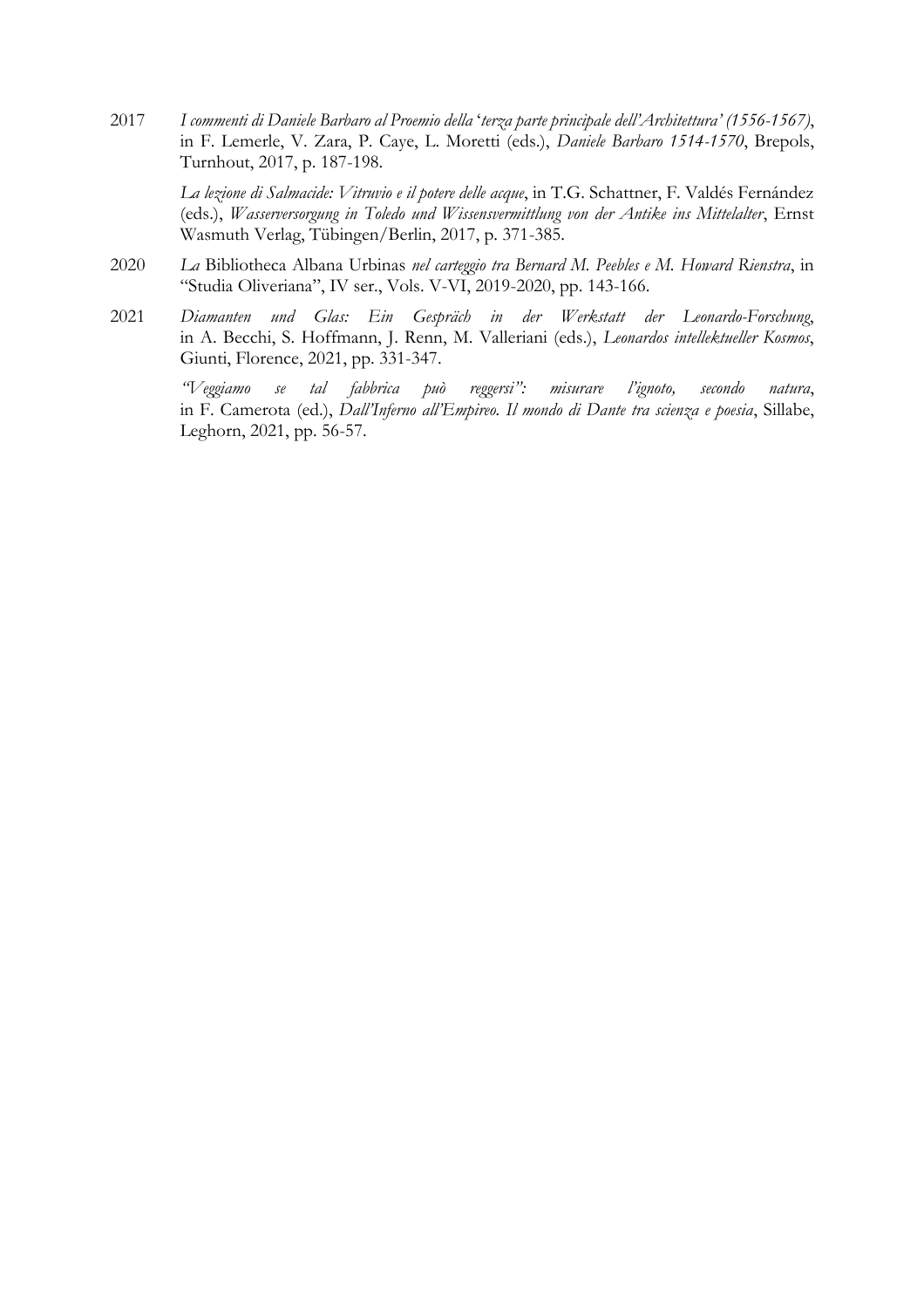2017 *I commenti di Daniele Barbaro al Proemio della* '*terza parte principale dell'Architettura' (1556-1567)*, in F. Lemerle, V. Zara, P. Caye, L. Moretti (eds.), *Daniele Barbaro 1514-1570*, Brepols, Turnhout, 2017, p. 187-198.

*La lezione di Salmacide: Vitruvio e il potere delle acque*, in T.G. Schattner, F. Valdés Fernández (eds.), *Wasserversorgung in Toledo und Wissensvermittlung von der Antike ins Mittelalter*, Ernst Wasmuth Verlag, Tübingen/Berlin, 2017, p. 371-385.

2020 *La* Bibliotheca Albana Urbinas *nel carteggio tra Bernard M. Peebles e M. Howard Rienstra*, in "Studia Oliveriana", IV ser., Vols. V-VI, 2019-2020, pp. 143-166.

2021 *Diamanten und Glas: Ein Gespräch in der Werkstatt der Leonardo-Forschung*, in A. Becchi, S. Hoffmann, J. Renn, M. Valleriani (eds.), *Leonardos intellektueller Kosmos*, Giunti, Florence, 2021, pp. 331-347.

*"Veggiamo se tal fabbrica può reggersi": misurare l'ignoto, secondo natura*, in F. Camerota (ed.), *Dall'Inferno all'Empireo. Il mondo di Dante tra scienza e poesia*, Sillabe, Leghorn, 2021, pp. 56-57.